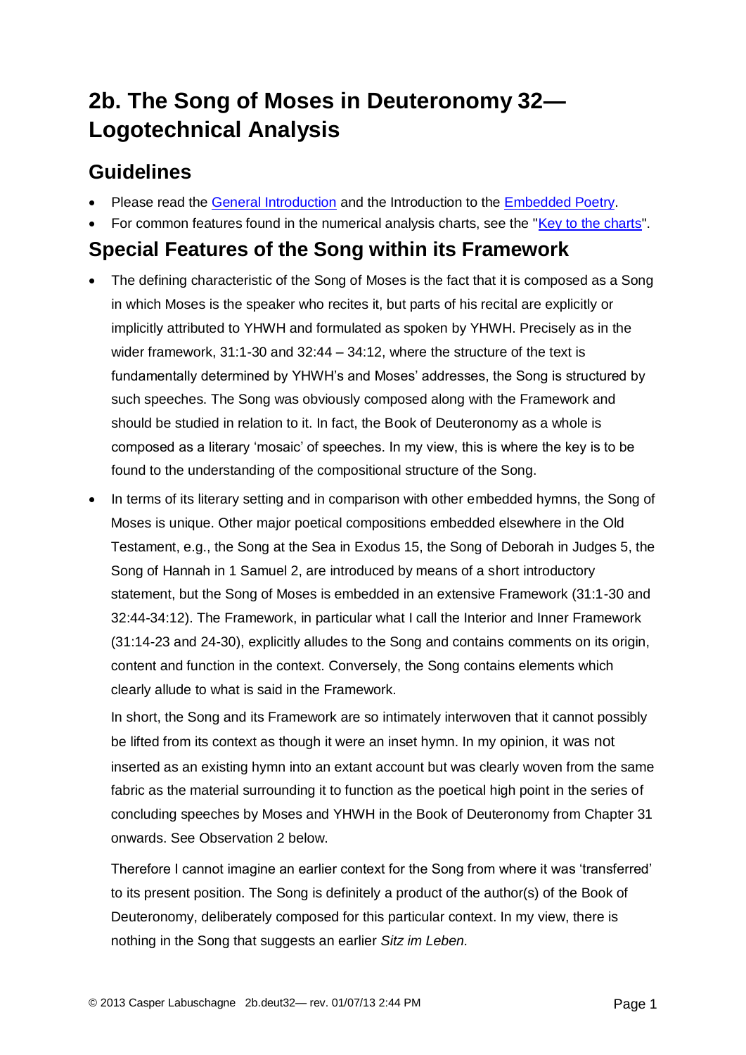# 2b. The Song of Moses in Deuteronomy 32—Logotechnical Analysis

## Guidelines

- Please read the General Introduction and the Introduction to the Embedded Poetry.
- For common features found in the numerical analysis charts, see the "Key to the charts".

## Special Features of the Song within its Framework

- The defining characteristic of the Song of Moses is the fact that it is composed as a Song in which Moses is the speaker who recites it, but parts of his recital are explicitly or implicitly attributed to YHWH and formulated as spoken by YHWH. Precisely as in the wider framework, 31:1-30 and 32:44 – 34:12, where the structure of the text is fundamentally determined by YHWH's and Moses' addresses, the Song is structured by such speeches. The Song was obviously composed along with the Framework and should be studied in relation to it. In fact, the Book of Deuteronomy as a whole is composed as a literary 'mosaic' of speeches. In my view, this is where the key is to be found to the understanding of the compositional structure of the Song.

- In terms of its literary setting and in comparison with other embedded hymns, the Song of Moses is unique. Other major poetical compositions embedded elsewhere in the Old Testament, e.g., the Song at the Sea in Exodus 15, the Song of Deborah in Judges 5, the Song of Hannah in 1 Samuel 2, are introduced by means of a short introductory statement, but the Song of Moses is embedded in an extensive Framework (31:1-30 and 32:44-34:12). The Framework, in particular what I call the Interior and Inner Framework (31:14-23 and 24-30), explicitly alludes to the Song and contains comments on its origin, content and function in the context. Conversely, the Song contains elements which clearly allude to what is said in the Framework.

  In short, the Song and its Framework are so intimately interwoven that it cannot possibly be lifted from its context as though it were an inset hymn. In my opinion, it was not inserted as an existing hymn into an extant account but was clearly woven from the same fabric as the material surrounding it to function as the poetical high point in the series of concluding speeches by Moses and YHWH in the Book of Deuteronomy from Chapter 31 onwards. See Observation 2 below.

  Therefore I cannot imagine an earlier context for the Song from where it was 'transferred' to its present position. The Song is definitely a product of the author(s) of the Book of Deuteronomy, deliberately composed for this particular context. In my view, there is nothing in the Song that suggests an earlier *Sitz im Leben.*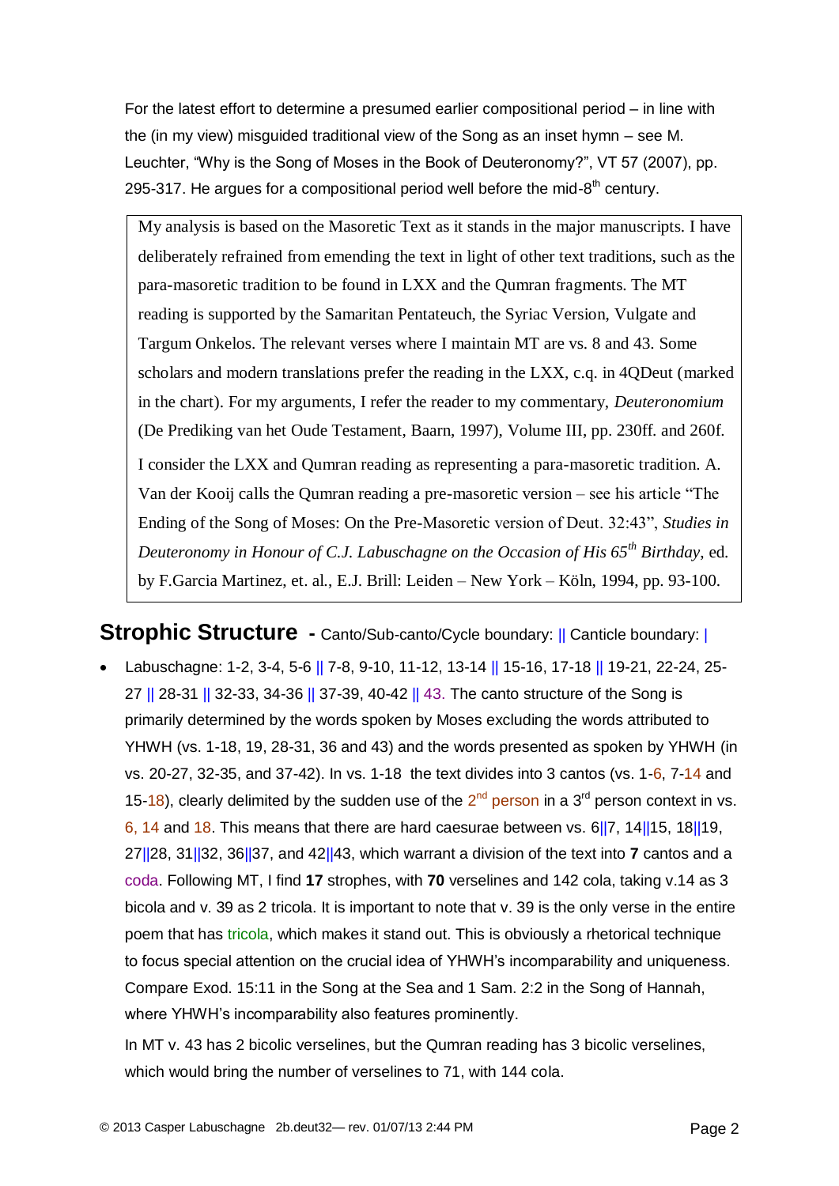For the latest effort to determine a presumed earlier compositional period – in line with the (in my view) misguided traditional view of the Song as an inset hymn – see M. Leuchter, "Why is the Song of Moses in the Book of Deuteronomy?", VT 57 (2007), pp. 295-317. He argues for a compositional period well before the mid-8th century.

> My analysis is based on the Masoretic Text as it stands in the major manuscripts. I have deliberately refrained from emending the text in light of other text traditions, such as the para-masoretic tradition to be found in LXX and the Qumran fragments. The MT reading is supported by the Samaritan Pentateuch, the Syriac Version, Vulgate and Targum Onkelos. The relevant verses where I maintain MT are vs. 8 and 43. Some scholars and modern translations prefer the reading in the LXX, c.q. in 4QDeut (marked in the chart). For my arguments, I refer the reader to my commentary, *Deuteronomium* (De Prediking van het Oude Testament, Baarn, 1997), Volume III, pp. 230ff. and 260f.
>
> I consider the LXX and Qumran reading as representing a para-masoretic tradition. A. Van der Kooij calls the Qumran reading a pre-masoretic version – see his article "The Ending of the Song of Moses: On the Pre-Masoretic version of Deut. 32:43", *Studies in Deuteronomy in Honour of C.J. Labuschagne on the Occasion of His 65th Birthday*, ed. by F.Garcia Martinez, et. al., E.J. Brill: Leiden – New York – Köln, 1994, pp. 93-100.

## Strophic Structure - Canto/Sub-canto/Cycle boundary: || Canticle boundary: |

- Labuschagne: 1-2, 3-4, 5-6 || 7-8, 9-10, 11-12, 13-14 || 15-16, 17-18 || 19-21, 22-24, 25-27 || 28-31 || 32-33, 34-36 || 37-39, 40-42 || 43. The canto structure of the Song is primarily determined by the words spoken by Moses excluding the words attributed to YHWH (vs. 1-18, 19, 28-31, 36 and 43) and the words presented as spoken by YHWH (in vs. 20-27, 32-35, and 37-42). In vs. 1-18 the text divides into 3 cantos (vs. 1-6, 7-14 and 15-18), clearly delimited by the sudden use of the 2nd person in a 3rd person context in vs. 6, 14 and 18. This means that there are hard caesurae between vs. 6||7, 14||15, 18||19, 27||28, 31||32, 36||37, and 42||43, which warrant a division of the text into **7** cantos and a coda. Following MT, I find **17** strophes, with **70** verselines and 142 cola, taking v.14 as 3 bicola and v. 39 as 2 tricola. It is important to note that v. 39 is the only verse in the entire poem that has tricola, which makes it stand out. This is obviously a rhetorical technique to focus special attention on the crucial idea of YHWH's incomparability and uniqueness. Compare Exod. 15:11 in the Song at the Sea and 1 Sam. 2:2 in the Song of Hannah, where YHWH's incomparability also features prominently.

  In MT v. 43 has 2 bicolic verselines, but the Qumran reading has 3 bicolic verselines, which would bring the number of verselines to 71, with 144 cola.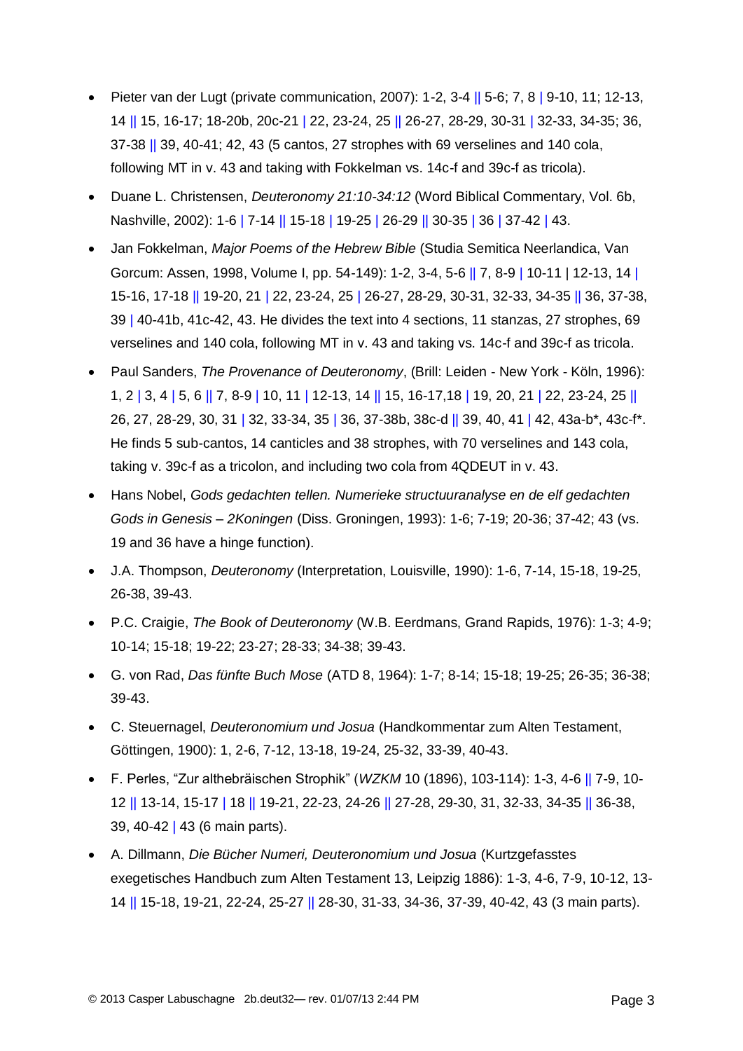- Pieter van der Lugt (private communication, 2007): 1-2, 3-4 || 5-6; 7, 8 | 9-10, 11; 12-13, 14 || 15, 16-17; 18-20b, 20c-21 | 22, 23-24, 25 || 26-27, 28-29, 30-31 | 32-33, 34-35; 36, 37-38 || 39, 40-41; 42, 43 (5 cantos, 27 strophes with 69 verselines and 140 cola, following MT in v. 43 and taking with Fokkelman vs. 14c-f and 39c-f as tricola).
- Duane L. Christensen, *Deuteronomy 21:10-34:12* (Word Biblical Commentary, Vol. 6b, Nashville, 2002): 1-6 | 7-14 || 15-18 | 19-25 | 26-29 || 30-35 | 36 | 37-42 | 43.
- Jan Fokkelman, *Major Poems of the Hebrew Bible* (Studia Semitica Neerlandica, Van Gorcum: Assen, 1998, Volume I, pp. 54-149): 1-2, 3-4, 5-6 || 7, 8-9 | 10-11 | 12-13, 14 | 15-16, 17-18 || 19-20, 21 | 22, 23-24, 25 | 26-27, 28-29, 30-31, 32-33, 34-35 || 36, 37-38, 39 | 40-41b, 41c-42, 43. He divides the text into 4 sections, 11 stanzas, 27 strophes, 69 verselines and 140 cola, following MT in v. 43 and taking vs. 14c-f and 39c-f as tricola.
- Paul Sanders, *The Provenance of Deuteronomy*, (Brill: Leiden - New York - Köln, 1996): 1, 2 | 3, 4 | 5, 6 || 7, 8-9 | 10, 11 | 12-13, 14 || 15, 16-17,18 | 19, 20, 21 | 22, 23-24, 25 || 26, 27, 28-29, 30, 31 | 32, 33-34, 35 | 36, 37-38b, 38c-d || 39, 40, 41 | 42, 43a-b*, 43c-f*. He finds 5 sub-cantos, 14 canticles and 38 strophes, with 70 verselines and 143 cola, taking v. 39c-f as a tricolon, and including two cola from 4QDEUT in v. 43.
- Hans Nobel, *Gods gedachten tellen. Numerieke structuuranalyse en de elf gedachten Gods in Genesis – 2Koningen* (Diss. Groningen, 1993): 1-6; 7-19; 20-36; 37-42; 43 (vs. 19 and 36 have a hinge function).
- J.A. Thompson, *Deuteronomy* (Interpretation, Louisville, 1990): 1-6, 7-14, 15-18, 19-25, 26-38, 39-43.
- P.C. Craigie, *The Book of Deuteronomy* (W.B. Eerdmans, Grand Rapids, 1976): 1-3; 4-9; 10-14; 15-18; 19-22; 23-27; 28-33; 34-38; 39-43.
- G. von Rad, *Das fünfte Buch Mose* (ATD 8, 1964): 1-7; 8-14; 15-18; 19-25; 26-35; 36-38; 39-43.
- C. Steuernagel, *Deuteronomium und Josua* (Handkommentar zum Alten Testament, Göttingen, 1900): 1, 2-6, 7-12, 13-18, 19-24, 25-32, 33-39, 40-43.
- F. Perles, "Zur althebräischen Strophik" (*WZKM* 10 (1896), 103-114): 1-3, 4-6 || 7-9, 10-12 || 13-14, 15-17 | 18 || 19-21, 22-23, 24-26 || 27-28, 29-30, 31, 32-33, 34-35 || 36-38, 39, 40-42 | 43 (6 main parts).
- A. Dillmann, *Die Bücher Numeri, Deuteronomium und Josua* (Kurtzgefasstes exegetisches Handbuch zum Alten Testament 13, Leipzig 1886): 1-3, 4-6, 7-9, 10-12, 13-14 || 15-18, 19-21, 22-24, 25-27 || 28-30, 31-33, 34-36, 37-39, 40-42, 43 (3 main parts).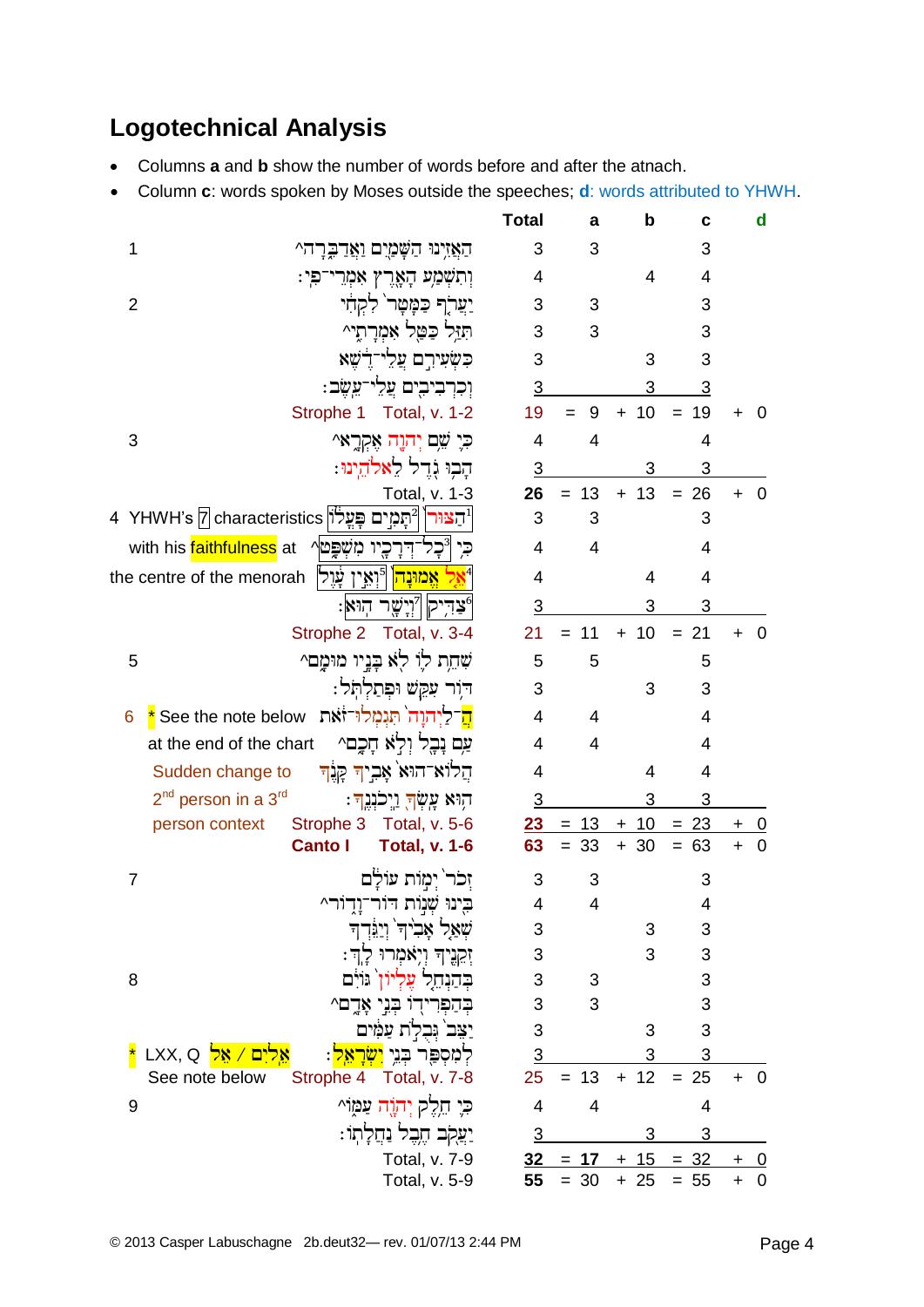## Logotechnical Analysis

- Columns **a** and **b** show the number of words before and after the atnach.
- Column **c**: words spoken by Moses outside the speeches; **d**: words attributed to YHWH.

| | | Total | a | b | c | d |
|---|---|---|---|---|---|---|
| 1 | הַאֲזִינוּ הַשָּׁמַיִם וַאֲדַבֵּרָה^ | 3 | 3 | | 3 | |
| | וְתִשְׁמַע הָאָרֶץ אִמְרֵי־פִי׃ | 4 | | 4 | 4 | |
| 2 | יַעֲרֹף כַּמָּטָר לִקְחִי | 3 | 3 | | 3 | |
| | תִּזַּל כַּטַּל אִמְרָתִי^ | 3 | 3 | | 3 | |
| | כִּשְׂעִירִם עֲלֵי־דֶשֶׁא | 3 | | 3 | 3 | |
| | וְכִרְבִיבִים עֲלֵי־עֵשֶׂב׃ | 3 | | 3 | 3 | |
| | Strophe 1 Total, v. 1-2 | 19 | = 9 | + 10 | = 19 | + 0 |
| 3 | כִּי שֵׁם יְהוָה אֶקְרָא^ | 4 | 4 | | 4 | |
| | הָבוּ גֹדֶל לֵאלֹהֵינוּ׃ | 3 | | 3 | 3 | |
| | Total, v. 1-3 | **26** | = 13 | + 13 | = 26 | + 0 |
| 4 YHWH's 7 characteristics | [1]הַצּוּר [2]תָּמִים פָּעֳלוֹ | 3 | 3 | | 3 | |
| with his faithfulness at | כִּי [3]כָל־דְּרָכָיו מִשְׁפָּט^ | 4 | 4 | | 4 | |
| the centre of the menorah | [4]אֵל אֱמוּנָה [5]וְאֵין עָוֶל | 4 | | 4 | 4 | |
| | [6]צַדִּיק [7]וְיָשָׁר הוּא׃ | 3 | | 3 | 3 | |
| | Strophe 2 Total, v. 3-4 | 21 | = 11 | + 10 | = 21 | + 0 |
| 5 | שִׁחֵת לוֹ לֹא בָּנָיו מוּמָם^ | 5 | 5 | | 5 | |
| | דּוֹר עִקֵּשׁ וּפְתַלְתֹּל׃ | 3 | | 3 | 3 | |
| 6 * See the note below | הֲ־לַיהוָה תִּגְמְלוּ־זֹאת | 4 | 4 | | 4 | |
| at the end of the chart | עַם נָבָל וְלֹא חָכָם^ | 4 | 4 | | 4 | |
| Sudden change to | הֲלוֹא־הוּא אָבִיךָ קָּנֶךָ | 4 | | 4 | 4 | |
| 2nd person in a 3rd person context | הוּא עָשְׂךָ וַיְכֹנְנֶךָ׃ | 3 | | 3 | 3 | |
| | Strophe 3 Total, v. 5-6 | **23** | = 13 | + 10 | = 23 | + 0 |
| | **Canto I Total, v. 1-6** | **63** | = 33 | + 30 | = 63 | + 0 |
| 7 | זְכֹר יְמוֹת עוֹלָם | 3 | 3 | | 3 | |
| | בִּינוּ שְׁנוֹת דֹּר־וָדֹר^ | 4 | 4 | | 4 | |
| | שְׁאַל אָבִיךָ וְיַגֵּדְךָ | 3 | | 3 | 3 | |
| | זְקֵנֶיךָ וְיֹאמְרוּ לָךְ׃ | 3 | | 3 | 3 | |
| 8 | בְּהַנְחֵל עֶלְיוֹן גּוֹיִם | 3 | 3 | | 3 | |
| | בְּהַפְרִידוֹ בְּנֵי אָדָם^ | 3 | 3 | | 3 | |
| | יַצֵּב גְּבֻלֹת עַמִּים | 3 | | 3 | 3 | |
| * LXX, Q אֱלֹהִים / אֵל | לְמִסְפַּר בְּנֵי יִשְׂרָאֵל׃ | 3 | | 3 | 3 | |
| See note below | Strophe 4 Total, v. 7-8 | 25 | = 13 | + 12 | = 25 | + 0 |
| 9 | כִּי חֵלֶק יְהוָה עַמּוֹ^ | 4 | 4 | | 4 | |
| | יַעֲקֹב חֶבֶל נַחֲלָתוֹ׃ | 3 | | 3 | 3 | |
| | Total, v. 7-9 | **32** | = **17** | + 15 | = 32 | + 0 |
| | Total, v. 5-9 | **55** | = 30 | + 25 | = 55 | + 0 |

© 2013 Casper Labuschagne 2b.deut32— rev. 01/07/13 2:44 PM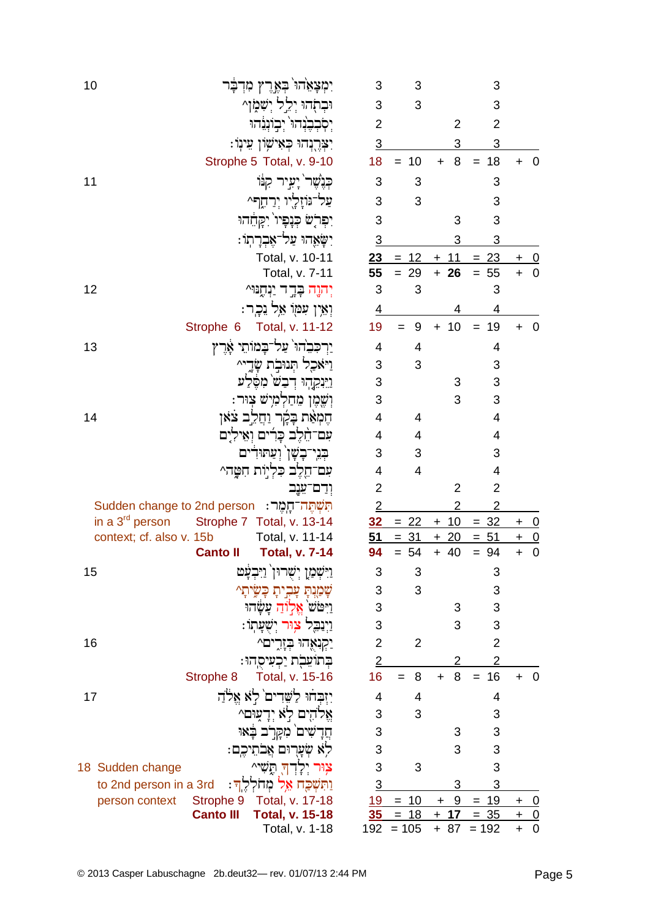| Verse | Text | Words | | | | |
|---|---|---|---|---|---|---|
| 10 | יִמְצָאֵ֙הוּ֙ בְּאֶ֣רֶץ מִדְבָּ֔ר | 3 | 3 | | 3 | |
| | וּבְתֹ֖הוּ יְלֵ֣ל יְשִׁמֹ֑ן^ | 3 | 3 | | 3 | |
| | יְסֹבְבֶ֙נְהוּ֙ יְב֣וֹנְנֵ֔הוּ | 2 | | 2 | 2 | |
| | יִצְּרֶ֖נְהוּ כְּאִישׁ֥וֹן עֵינֽוֹ׃ | 3 | | 3 | 3 | |
| | Strophe 5 Total, v. 9-10 | 18 | = 10 | + 8 | = 18 | + 0 |
| 11 | כְּנֶ֙שֶׁר֙ יָעִ֣יר קִנּ֔וֹ | 3 | 3 | | 3 | |
| | עַל־גּוֹזָלָ֖יו יְרַחֵ֑ף^ | 3 | 3 | | 3 | |
| | יִפְרֹ֤שׂ כְּנָפָיו֙ יִקָּחֵ֔הוּ | 3 | | 3 | 3 | |
| | יִשָּׂאֵ֖הוּ עַל־אֶבְרָתֽוֹ׃ | 3 | | 3 | 3 | |
| | Total, v. 10-11 | 23 | = 12 | + 11 | = 23 | + 0 |
| | Total, v. 7-11 | 55 | = 29 | + **26** | = 55 | + 0 |
| 12 | יְהוָ֖ה בָּדָ֣ד יַנְחֶ֑נּוּ^ | 3 | 3 | | 3 | |
| | וְאֵ֥ין עִמּ֖וֹ אֵ֥ל נֵכָֽר׃ | 4 | | 4 | 4 | |
| | Strophe 6 Total, v. 11-12 | 19 | = 9 | + 10 | = 19 | + 0 |
| 13 | יַרְכִּבֵ֙הוּ֙ עַל־בָּ֣מוֹתֵי אָ֔רֶץ | 4 | 4 | | 4 | |
| | וַיֹּאכַ֖ל תְּנוּבֹ֣ת שָׂדָ֑י^ | 3 | 3 | | 3 | |
| | וַיֵּנִקֵ֤הוּ דְבַשׁ֙ מִסֶּ֔לַע | 3 | | 3 | 3 | |
| | וְשֶׁ֖מֶן מֵחַלְמִ֥ישׁ צֽוּר׃ | 3 | | 3 | 3 | |
| 14 | חֶמְאַ֨ת בָּקָ֜ר וַחֲלֵ֣ב צֹ֗אן | 4 | 4 | | 4 | |
| | עִם־חֵ֨לֶב כָּרִ֜ים וְאֵילִ֤ים | 4 | 4 | | 4 | |
| | בְּנֵֽי־בָשָׁן֙ וְעַתּוּדִ֔ים | 3 | 3 | | 3 | |
| | עִם־חֵ֖לֶב כִּלְי֣וֹת חִטָּ֑ה^ | 4 | 4 | | 4 | |
| | וְדַם־עֵנָ֖ב | 2 | | 2 | 2 | |
| Sudden change to 2nd person in a 3rd person context; cf. also v. 15b | תִּשְׁתֶּה־חָֽמֶר׃ | 2 | | 2 | 2 | |
| | Strophe 7 Total, v. 13-14 | 32 | = 22 | + 10 | = 32 | + 0 |
| | Total, v. 11-14 | 51 | = 31 | + 20 | = 51 | + 0 |
| | **Canto II Total, v. 7-14** | 94 | = 54 | + 40 | = 94 | + 0 |
| 15 | וַיִּשְׁמַ֤ן יְשֻׁרוּן֙ וַיִּבְעָ֔ט | 3 | 3 | | 3 | |
| | שָׁמַ֖נְתָּ עָבִ֣יתָ כָּשִׂ֑יתָ^ | 3 | 3 | | 3 | |
| | וַיִּטֹּשׁ֙ אֱל֣וֹהַּ עָשָׂ֔הוּ | 3 | | 3 | 3 | |
| | וַיְנַבֵּ֖ל צ֥וּר יְשֻׁעָתֽוֹ׃ | 3 | | 3 | 3 | |
| 16 | יַקְנִאֻ֖הוּ בְּזָרִ֑ים^ | 2 | 2 | | 2 | |
| | בְּתוֹעֵבֹ֖ת יַכְעִיסֻֽהוּ׃ | 2 | | 2 | 2 | |
| | Strophe 8 Total, v. 15-16 | 16 | = 8 | + 8 | = 16 | + 0 |
| 17 | יִזְבְּח֗וּ לַשֵּׁדִים֙ לֹ֣א אֱלֹ֔הַ | 4 | 4 | | 4 | |
| | אֱלֹהִ֖ים לֹ֣א יְדָע֑וּם^ | 3 | 3 | | 3 | |
| | חֲדָשִׁים֙ מִקָּרֹ֣ב בָּ֔אוּ | 3 | | 3 | 3 | |
| | לֹ֥א שְׂעָר֖וּם אֲבֹתֵיכֶֽם׃ | 3 | | 3 | 3 | |
| 18 Sudden change to 2nd person in a 3rd person context | צ֥וּר יְלָדְךָ֖ תֶּ֑שִׁי^ | 3 | 3 | | 3 | |
| | וַתִּשְׁכַּ֖ח אֵ֥ל מְחֹלְלֶֽךָ׃ | 3 | | 3 | 3 | |
| | Strophe 9 Total, v. 17-18 | 19 | = 10 | + 9 | = 19 | + 0 |
| | **Canto III Total, v. 15-18** | 35 | = 18 | + **17** | = 35 | + 0 |
| | Total, v. 1-18 | 192 | = 105 | + 87 | = 192 | + 0 |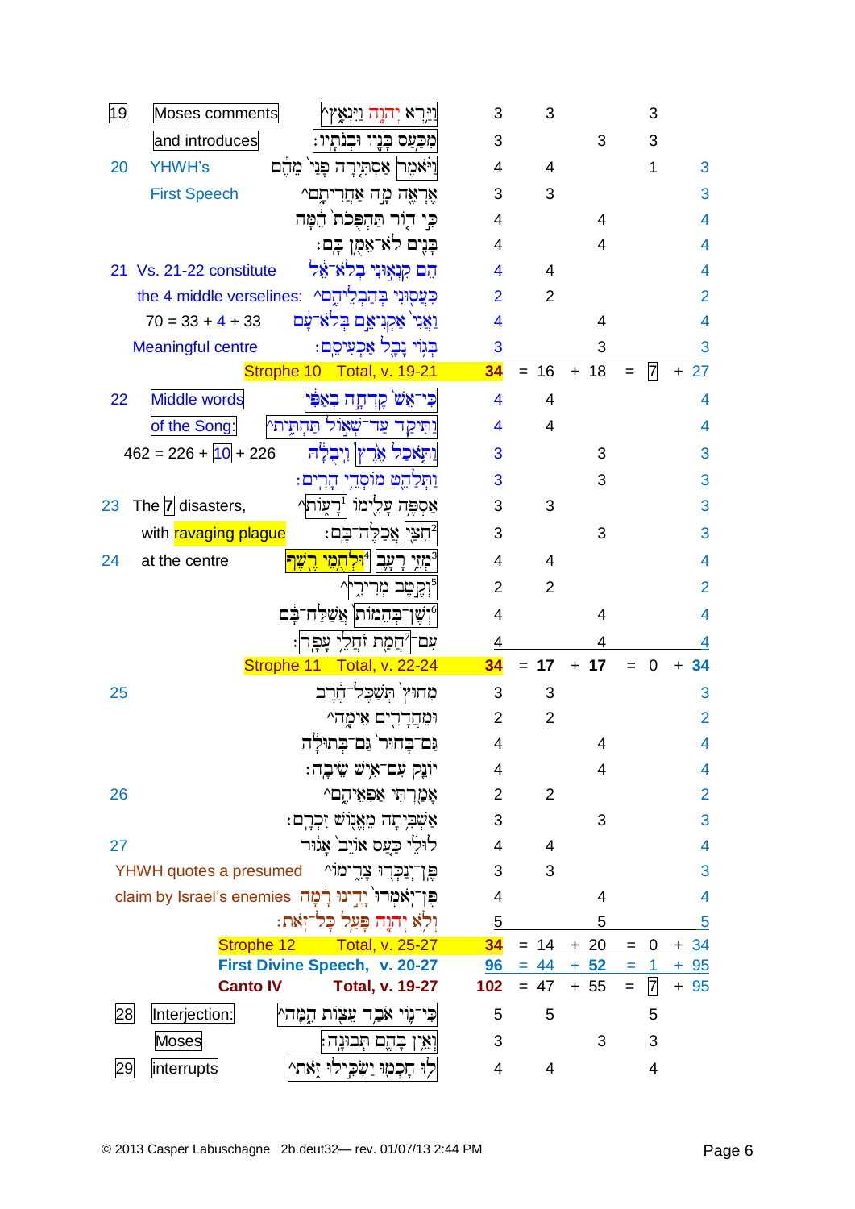| Verse | Comment | Hebrew text | Words | | | | |
|---|---|---|---|---|---|---|---|
| 19 | Moses comments | וַיַּרְא יְהוָה וַיִּנְאָץ^ | 3 | 3 | | 3 | |
| | and introduces | מִכַּעַס בָּנָיו וּבְנֹתָיו׃ | 3 | | 3 | 3 | |
| 20 | YHWH's | וַיֹּאמֶר אַסְתִּירָה פָנַי מֵהֶם | 4 | 4 | | 1 | 3 |
| | First Speech | אֶרְאֶה מָה אַחֲרִיתָם^ | 3 | 3 | | | 3 |
| | | כִּי דוֹר תַּהְפֻּכֹת הֵמָּה | 4 | | 4 | | 4 |
| | | בָּנִים לֹא־אֵמֻן בָּם׃ | 4 | | 4 | | 4 |
| 21 | Vs. 21-22 constitute | הֵם קִנְאוּנִי בְלֹא־אֵל | 4 | 4 | | | 4 |
| | the 4 middle verselines: | כִּעֲסוּנִי בְּהַבְלֵיהֶם^ | 2 | 2 | | | 2 |
| | 70 = 33 + 4 + 33 | וַאֲנִי אַקְנִיאֵם בְּלֹא־עָם | 4 | | 4 | | 4 |
| | Meaningful centre | בְּגוֹי נָבָל אַכְעִיסֵם׃ | 3 | | 3 | | 3 |
| | **Strophe 10 Total, v. 19-21** | | **34** | = 16 | + 18 | = 7 | + 27 |
| 22 | Middle words | כִּי־אֵשׁ קָדְחָה בְאַפִּי | 4 | 4 | | | 4 |
| | of the Song: | וַתִּיקַד עַד־שְׁאוֹל תַּחְתִּית^ | 4 | 4 | | | 4 |
| | 462 = 226 + 10 + 226 | וַתֹּאכַל אֶרֶץ וִיבֻלָהּ | 3 | | 3 | | 3 |
| | | וַתְּלַהֵט מוֹסְדֵי הָרִים׃ | 3 | | 3 | | 3 |
| 23 | The 7 disasters, | אַסְפֶּה עָלֵימוֹ רָעוֹת[1]^ | 3 | 3 | | | 3 |
| | with ravaging plague | חִצַּי[2] אֲכַלֶּה־בָּם׃ | 3 | | 3 | | 3 |
| 24 | at the centre | מְזֵי רָעָב[3] וּלְחֻמֵי רֶשֶׁף[4] | 4 | 4 | | | 4 |
| | | וְקֶטֶב מְרִירִי[5]^ | 2 | 2 | | | 2 |
| | | וְשֶׁן־בְּהֵמוֹת[6] אֲשַׁלַּח־בָּם | 4 | | 4 | | 4 |
| | | עִם־חֲמַת זֹחֲלֵי עָפָר[7]׃ | 4 | | 4 | | 4 |
| | **Strophe 11 Total, v. 22-24** | | **34** | = **17** | + **17** | = 0 | + **34** |
| 25 | | מִחוּץ תְּשַׁכֶּל־חֶרֶב | 3 | 3 | | | 3 |
| | | וּמֵחֲדָרִים אֵימָה^ | 2 | 2 | | | 2 |
| | | גַּם־בָּחוּר גַּם־בְּתוּלָה | 4 | | 4 | | 4 |
| | | יוֹנֵק עִם־אִישׁ שֵׂיבָה׃ | 4 | | 4 | | 4 |
| 26 | | אָמַרְתִּי אַפְאֵיהֶם^ | 2 | 2 | | | 2 |
| | | אַשְׁבִּיתָה מֵאֱנוֹשׁ זִכְרָם׃ | 3 | | 3 | | 3 |
| 27 | | לוּלֵי כַּעַס אוֹיֵב אָגוּר | 4 | 4 | | | 4 |
| | YHWH quotes a presumed | פֶּן־יְנַכְּרוּ צָרֵימוֹ^ | 3 | 3 | | | 3 |
| | claim by Israel's enemies | פֶּן־יֹאמְרוּ יָדֵינוּ רָמָה | 4 | | 4 | | 4 |
| | | וְלֹא יְהוָה פָּעַל כָּל־זֹאת׃ | 5 | | 5 | | 5 |
| | **Strophe 12 Total, v. 25-27** | | **34** | = 14 | + 20 | = 0 | + 34 |
| | **First Divine Speech, v. 20-27** | | **96** | = 44 | + **52** | = 1 | + 95 |
| | **Canto IV Total, v. 19-27** | | **102** | = 47 | + 55 | = 7 | + 95 |
| 28 | Interjection: | כִּי־גוֹי אֹבַד עֵצוֹת הֵמָּה^ | 5 | 5 | | 5 | |
| | Moses | וְאֵין בָּהֶם תְּבוּנָה׃ | 3 | | 3 | 3 | |
| 29 | interrupts | לוּ חָכְמוּ יַשְׂכִּילוּ זֹאת^ | 4 | 4 | | 4 | |

© 2013 Casper Labuschagne 2b.deut32— rev. 01/07/13 2:44 PM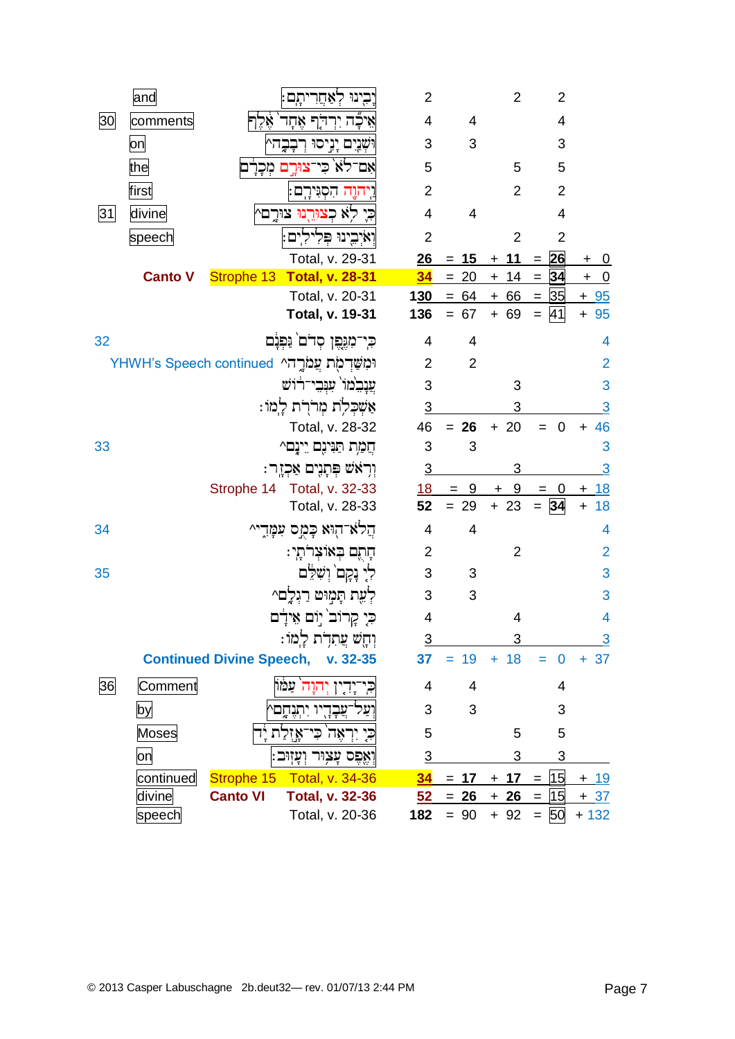| Verse | Label | Hebrew | Words | Col A | Col B | Total | Col C |
|---|---|---|---|---|---|---|---|
| | and | יָבִינוּ לְאַחֲרִיתָם׃ | 2 | | 2 | 2 | |
| 30 | comments | אֵיכָה יִרְדֹּף אֶחָד אֶלֶף | 4 | 4 | | 4 | |
| | on | וּשְׁנַיִם יָנִיסוּ רְבָבָה^ | 3 | 3 | | 3 | |
| | the | אִם־לֹא כִּי־צוּרָם מְכָרָם | 5 | | 5 | 5 | |
| | first | וַיהוָה הִסְגִּירָם׃ | 2 | | 2 | 2 | |
| 31 | divine | כִּי לֹא כְצוּרֵנוּ צוּרָם^ | 4 | 4 | | 4 | |
| | speech | וְאֹיְבֵינוּ פְּלִילִים׃ | 2 | | 2 | 2 | |
| | | Total, v. 29-31 | **26** | = **15** | + **11** | = **26** | + 0 |
| | **Canto V** | Strophe 13 **Total, v. 28-31** | **34** | = 20 | + 14 | = **34** | + 0 |
| | | Total, v. 20-31 | **130** | = 64 | + 66 | = 35 | + 95 |
| | | **Total, v. 19-31** | **136** | = 67 | + 69 | = 41 | + 95 |
| 32 | | כִּי־מִגֶּפֶן סְדֹם גַּפְנָם | 4 | 4 | | | 4 |
| | YHWH's Speech continued | וּמִשַּׁדְמֹת עֲמֹרָה^ | 2 | 2 | | | 2 |
| | | עֲנָבֵמוֹ עִנְּבֵי־רוֹשׁ | 3 | | 3 | | 3 |
| | | אַשְׁכְּלֹת מְרֹרֹת לָמוֹ׃ | 3 | | 3 | | 3 |
| | | Total, v. 28-32 | 46 | = **26** | + 20 | = 0 | + 46 |
| 33 | | חֲמַת תַּנִּינִם יֵינָם^ | 3 | 3 | | | 3 |
| | | וְרֹאשׁ פְּתָנִים אַכְזָר׃ | 3 | | 3 | | 3 |
| | | Strophe 14 Total, v. 32-33 | 18 | = 9 | + 9 | = 0 | + 18 |
| | | Total, v. 28-33 | **52** | = 29 | + 23 | = **34** | + 18 |
| 34 | | הֲלֹא־הוּא כָּמֻס עִמָּדִי^ | 4 | 4 | | | 4 |
| | | חָתוּם בְּאוֹצְרֹתָי׃ | 2 | | 2 | | 2 |
| 35 | | לִי נָקָם וְשִׁלֵּם | 3 | 3 | | | 3 |
| | | לְעֵת תָּמוּט רַגְלָם^ | 3 | 3 | | | 3 |
| | | כִּי קָרוֹב יוֹם אֵידָם | 4 | | 4 | | 4 |
| | | וְחָשׁ עֲתִדֹת לָמוֹ׃ | 3 | | 3 | | 3 |
| | | **Continued Divine Speech, v. 32-35** | **37** | = 19 | + 18 | = 0 | + 37 |
| 36 | Comment | כִּי־יָדִין יְהוָה עַמּוֹ | 4 | 4 | | 4 | |
| | by | וְעַל־עֲבָדָיו יִתְנֶחָם^ | 3 | 3 | | 3 | |
| | Moses | כִּי יִרְאֶה כִּי־אָזְלַת יָד | 5 | | 5 | 5 | |
| | on | וְאֶפֶס עָצוּר וְעָזוּב׃ | 3 | | 3 | 3 | |
| | continued | Strophe 15 Total, v. 34-36 | **34** | = **17** | + **17** | = 15 | + 19 |
| | divine | **Canto VI** Total, v. 32-36 | **52** | = **26** | + **26** | = 15 | + 37 |
| | speech | Total, v. 20-36 | **182** | = 90 | + 92 | = 50 | + 132 |

© 2013 Casper Labuschagne 2b.deut32— rev. 01/07/13 2:44 PM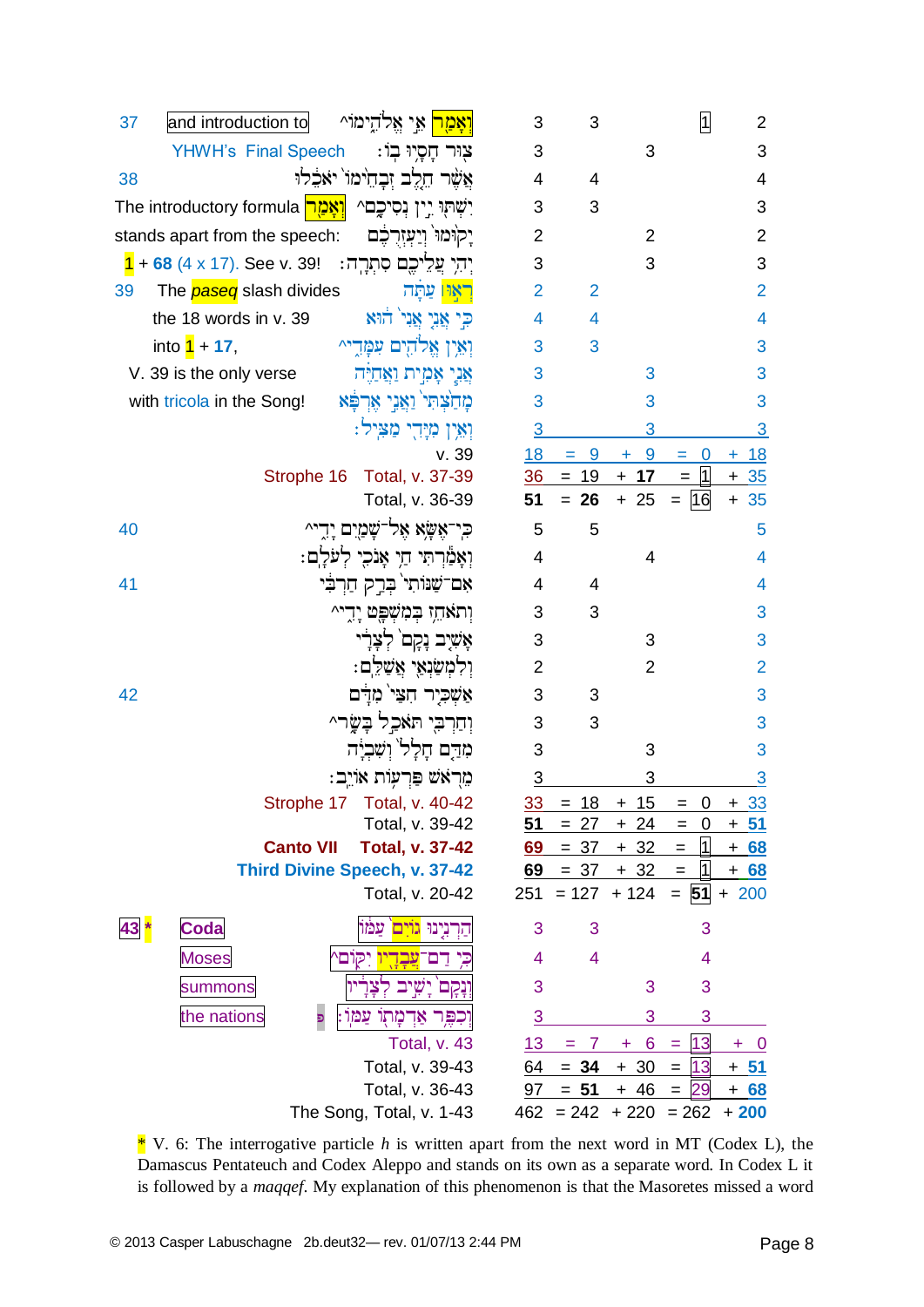| Verse | Comment | Hebrew text | Words | Col. 1 | Col. 2 | Col. 3 | Col. 4 |
|---|---|---|---|---|---|---|---|
| 37 | and introduction to | וְאָמַר אֵי אֱלֹהֵימוֹ^ | 3 | 3 | | 1 | 2 |
| | YHWH's Final Speech | צוּר חָסָיוּ בוֹ׃ | 3 | | 3 | | 3 |
| 38 | | אֲשֶׁר חֵלֶב זְבָחֵימוֹ֙ יֹאכֵ֔לוּ | 4 | 4 | | | 4 |
| | The introductory formula וְאָמַר | יִשְׁתּוּ יֵין נְסִיכָם^ | 3 | 3 | | | 3 |
| | stands apart from the speech: | יָקוּמוּ֙ וְיַעְזְרֻכֶ֔ם | 2 | | 2 | | 2 |
| | 1 + 68 (4 x 17). See v. 39! | יְהִי עֲלֵיכֶם סִתְרָה׃ | 3 | | 3 | | 3 |
| 39 | The *paseq* slash divides | רְא֣וּ׀ עַתָּ֗ה | 2 | 2 | | | 2 |
| | the 18 words in v. 39 | כִּ֣י אֲנִ֤י אֲנִי֙ ה֔וּא | 4 | 4 | | | 4 |
| | into 1 + 17, | וְאֵ֥ין אֱלֹהִ֖ים עִמָּדִ֑י^ | 3 | 3 | | | 3 |
| | V. 39 is the only verse | אֲנִ֧י אָמִ֣ית וַאֲחַיֶּ֗ה | 3 | | 3 | | 3 |
| | with tricola in the Song! | מָחַ֙צְתִּי֙ וַאֲנִ֣י אֶרְפָּ֔א | 3 | | 3 | | 3 |
| | | וְאֵ֥ין מִיָּדִ֖י מַצִּֽיל׃ | 3 | | 3 | | 3 |
| | | v. 39 | 18 | = 9 | + 9 | = 0 | + 18 |
| | Strophe 16 | Total, v. 37-39 | 36 | = 19 | + **17** | = 1 | + 35 |
| | | Total, v. 36-39 | **51** | = **26** | + 25 | = 16 | + 35 |
| 40 | | כִּֽי־אֶשָּׂ֥א אֶל־שָׁמַ֖יִם יָדִ֑י^ | 5 | 5 | | | 5 |
| | | וְאָמַ֕רְתִּי חַ֥י אָנֹכִ֖י לְעֹלָֽם׃ | 4 | | 4 | | 4 |
| 41 | | אִם־שַׁנּוֹתִי֙ בְּרַ֣ק חַרְבִּ֔י | 4 | 4 | | | 4 |
| | | וְתֹאחֵ֥ז בְּמִשְׁפָּ֖ט יָדִ֑י^ | 3 | 3 | | | 3 |
| | | אָשִׁ֤יב נָקָם֙ לְצָרָ֔י | 3 | | 3 | | 3 |
| | | וְלִמְשַׂנְאַ֖י אֲשַׁלֵּֽם׃ | 2 | | 2 | | 2 |
| 42 | | אַשְׁכִּ֤יר חִצַּי֙ מִדָּ֔ם | 3 | 3 | | | 3 |
| | | וְחַרְבִּ֖י תֹּאכַ֣ל בָּשָׂ֑ר^ | 3 | 3 | | | 3 |
| | | מִדַּ֤ם חָלָל֙ וְשִׁבְיָ֔ה | 3 | | 3 | | 3 |
| | | מֵרֹ֖אשׁ פַּרְע֥וֹת אוֹיֵֽב׃ | 3 | | 3 | | 3 |
| | Strophe 17 | Total, v. 40-42 | 33 | = 18 | + 15 | = 0 | + 33 |
| | | Total, v. 39-42 | **51** | = 27 | + 24 | = 0 | + **51** |
| | **Canto VII** | **Total, v. 37-42** | **69** | = 37 | + 32 | = 1 | + **68** |
| | | **Third Divine Speech, v. 37-42** | **69** | = 37 | + 32 | = 1 | + **68** |
| | | Total, v. 20-42 | 251 | = 127 | + 124 | = **51** | + 200 |
| 43 * | Coda | הַרְנִ֤ינוּ גוֹיִם֙ עַמּ֔וֹ | 3 | 3 | | 3 | |
| | Moses | כִּ֥י דַם־עֲבָדָ֖יו יִקּ֑וֹם^ | 4 | 4 | | 4 | |
| | summons | וְנָקָם֙ יָשִׁ֣יב לְצָרָ֔יו | 3 | | 3 | 3 | |
| | the nations | וְכִפֶּ֥ר אַדְמָת֖וֹ עַמּֽוֹ׃ פ | 3 | | 3 | 3 | |
| | | Total, v. 43 | 13 | = 7 | + 6 | = 13 | + 0 |
| | | Total, v. 39-43 | 64 | = **34** | + 30 | = 13 | + **51** |
| | | Total, v. 36-43 | 97 | = **51** | + 46 | = 29 | + **68** |
| | | The Song, Total, v. 1-43 | 462 | = 242 | + 220 | = 262 | + **200** |

\* V. 6: The interrogative particle *h* is written apart from the next word in MT (Codex L), the Damascus Pentateuch and Codex Aleppo and stands on its own as a separate word. In Codex L it is followed by a *maqqef*. My explanation of this phenomenon is that the Masoretes missed a word

© 2013 Casper Labuschagne 2b.deut32— rev. 01/07/13 2:44 PM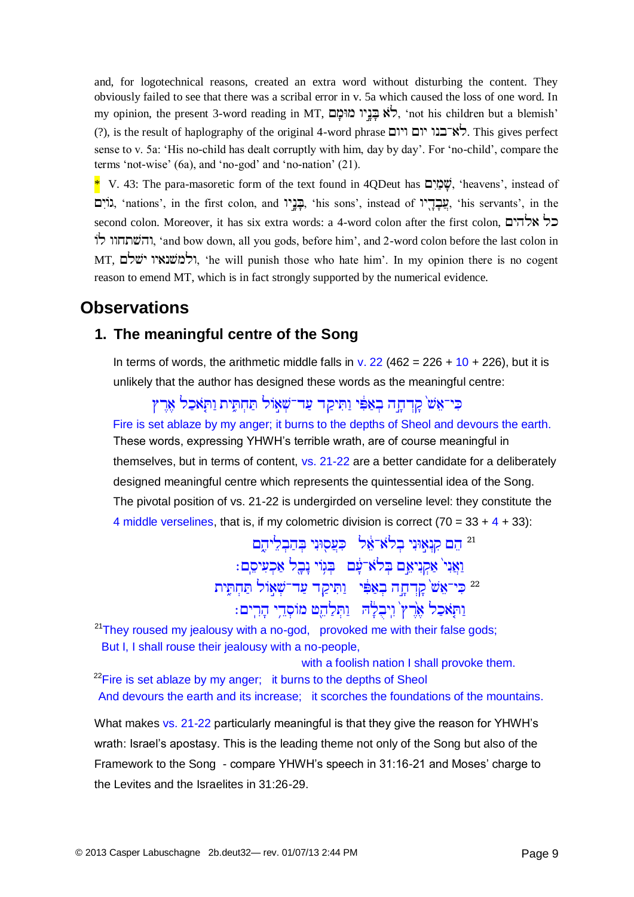and, for logotechnical reasons, created an extra word without disturbing the content. They obviously failed to see that there was a scribal error in v. 5a which caused the loss of one word. In my opinion, the present 3-word reading in MT, לֹא בָּנָיו מוּמָם, 'not his children but a blemish' (?), is the result of haplography of the original 4-word phrase לֹא־בנו יום ויום. This gives perfect sense to v. 5a: 'His no-child has dealt corruptly with him, day by day'. For 'no-child', compare the terms 'not-wise' (6a), and 'no-god' and 'no-nation' (21).

* V. 43: The para-masoretic form of the text found in 4QDeut has שָׁמַיִם, 'heavens', instead of גוֹיִם, 'nations', in the first colon, and בָּנָיו, 'his sons', instead of עֲבָדָיו, 'his servants', in the second colon. Moreover, it has six extra words: a 4-word colon after the first colon, והשתחוו לו כל אלהים, 'and bow down, all you gods, before him', and 2-word colon before the last colon in MT, ולמשנאיו ישלם, 'he will punish those who hate him'. In my opinion there is no cogent reason to emend MT, which is in fact strongly supported by the numerical evidence.

# Observations

## 1. The meaningful centre of the Song

In terms of words, the arithmetic middle falls in v. 22 (462 = 226 + 10 + 226), but it is unlikely that the author has designed these words as the meaningful centre:

כִּי־אֵשׁ קָדְחָה בְאַפִּי וַתִּיקַד עַד־שְׁאוֹל תַּחְתִּית וַתֹּאכַל אֶרֶץ

Fire is set ablaze by my anger; it burns to the depths of Sheol and devours the earth.

These words, expressing YHWH's terrible wrath, are of course meaningful in themselves, but in terms of content, vs. 21-22 are a better candidate for a deliberately designed meaningful centre which represents the quintessential idea of the Song. The pivotal position of vs. 21-22 is undergirded on verseline level: they constitute the 4 middle verselines, that is, if my colometric division is correct (70 = 33 + 4 + 33):

[21] הֵם קִנְאוּנִי בְלֹא־אֵל   כִּעֲסוּנִי בְּהַבְלֵיהֶם
וַאֲנִי אַקְנִיאֵם בְּלֹא־עָם   בְּגוֹי נָבָל אַכְעִיסֵם׃
[22] כִּי־אֵשׁ קָדְחָה בְאַפִּי   וַתִּיקַד עַד־שְׁאוֹל תַּחְתִּית
וַתֹּאכַל אֶרֶץ וִיבֻלָהּ   וַתְּלַהֵט מוֹסְדֵי הָרִים׃

[21]They roused my jealousy with a no-god, provoked me with their false gods;
But I, I shall rouse their jealousy with a no-people,
with a foolish nation I shall provoke them.
[22]Fire is set ablaze by my anger; it burns to the depths of Sheol
And devours the earth and its increase; it scorches the foundations of the mountains.

What makes vs. 21-22 particularly meaningful is that they give the reason for YHWH's wrath: Israel's apostasy. This is the leading theme not only of the Song but also of the Framework to the Song - compare YHWH's speech in 31:16-21 and Moses' charge to the Levites and the Israelites in 31:26-29.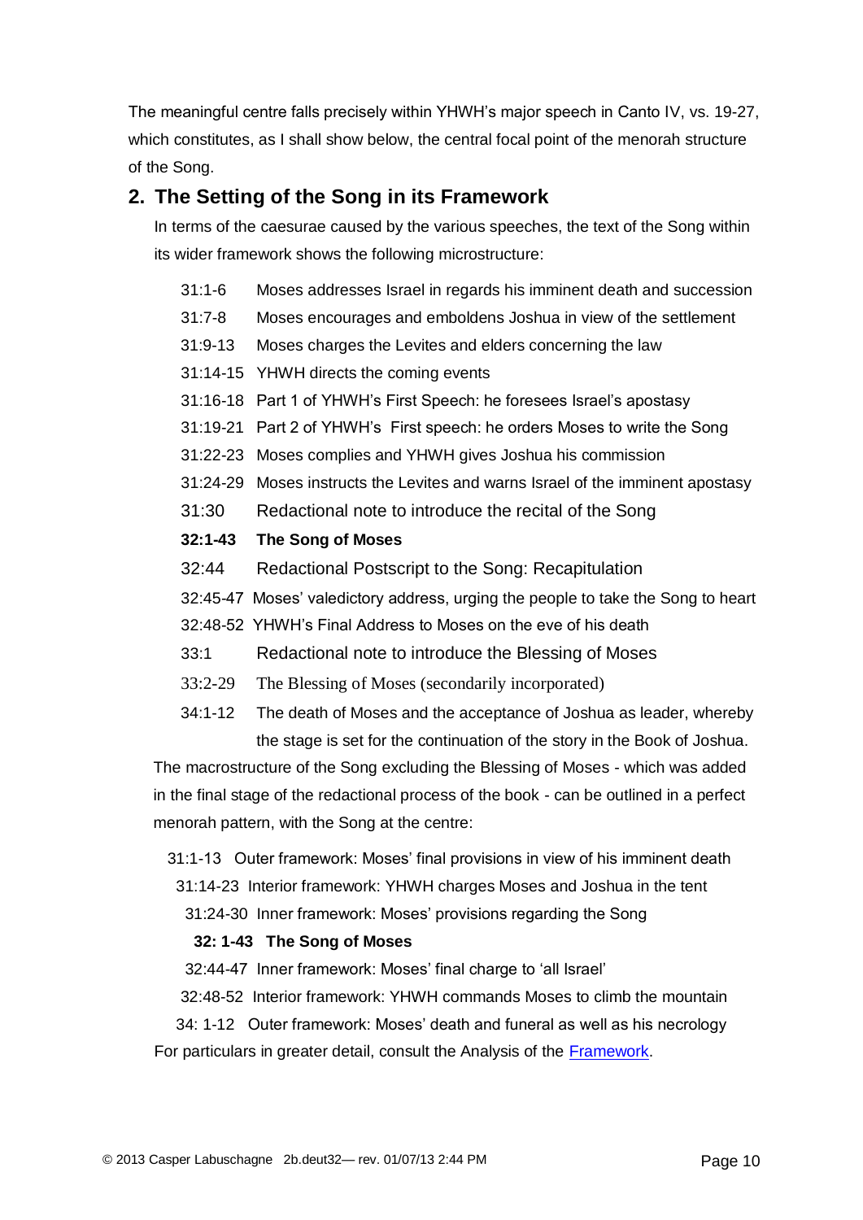The meaningful centre falls precisely within YHWH's major speech in Canto IV, vs. 19-27, which constitutes, as I shall show below, the central focal point of the menorah structure of the Song.

## 2. The Setting of the Song in its Framework

In terms of the caesurae caused by the various speeches, the text of the Song within its wider framework shows the following microstructure:

31:1-6 Moses addresses Israel in regards his imminent death and succession
31:7-8 Moses encourages and emboldens Joshua in view of the settlement
31:9-13 Moses charges the Levites and elders concerning the law
31:14-15 YHWH directs the coming events
31:16-18 Part 1 of YHWH's First Speech: he foresees Israel's apostasy
31:19-21 Part 2 of YHWH's First speech: he orders Moses to write the Song
31:22-23 Moses complies and YHWH gives Joshua his commission
31:24-29 Moses instructs the Levites and warns Israel of the imminent apostasy
31:30 Redactional note to introduce the recital of the Song
**32:1-43 The Song of Moses**
32:44 Redactional Postscript to the Song: Recapitulation
32:45-47 Moses' valedictory address, urging the people to take the Song to heart
32:48-52 YHWH's Final Address to Moses on the eve of his death
33:1 Redactional note to introduce the Blessing of Moses
33:2-29 The Blessing of Moses (secondarily incorporated)
34:1-12 The death of Moses and the acceptance of Joshua as leader, whereby the stage is set for the continuation of the story in the Book of Joshua.

The macrostructure of the Song excluding the Blessing of Moses - which was added in the final stage of the redactional process of the book - can be outlined in a perfect menorah pattern, with the Song at the centre:

31:1-13 Outer framework: Moses' final provisions in view of his imminent death
31:14-23 Interior framework: YHWH charges Moses and Joshua in the tent
31:24-30 Inner framework: Moses' provisions regarding the Song
**32: 1-43 The Song of Moses**
32:44-47 Inner framework: Moses' final charge to 'all Israel'
32:48-52 Interior framework: YHWH commands Moses to climb the mountain
34: 1-12 Outer framework: Moses' death and funeral as well as his necrology

For particulars in greater detail, consult the Analysis of the Framework.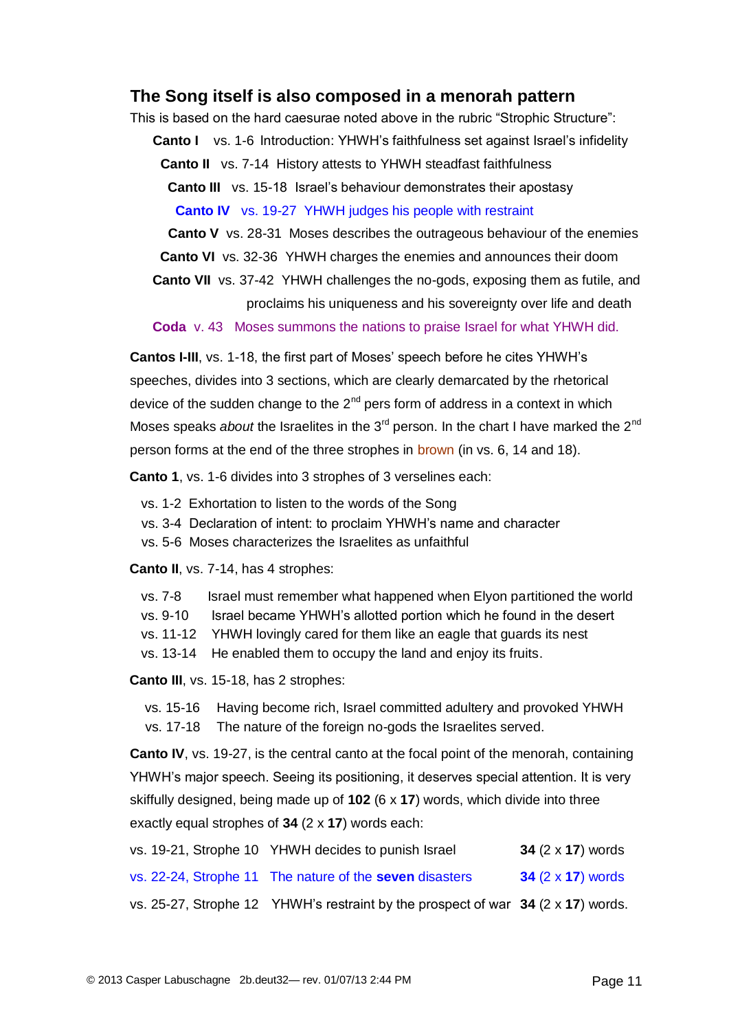## The Song itself is also composed in a menorah pattern

This is based on the hard caesurae noted above in the rubric "Strophic Structure":

**Canto I** vs. 1-6 Introduction: YHWH's faithfulness set against Israel's infidelity

**Canto II** vs. 7-14 History attests to YHWH steadfast faithfulness

**Canto III** vs. 15-18 Israel's behaviour demonstrates their apostasy

**Canto IV** vs. 19-27 YHWH judges his people with restraint

**Canto V** vs. 28-31 Moses describes the outrageous behaviour of the enemies

**Canto VI** vs. 32-36 YHWH charges the enemies and announces their doom

**Canto VII** vs. 37-42 YHWH challenges the no-gods, exposing them as futile, and proclaims his uniqueness and his sovereignty over life and death

**Coda** v. 43 Moses summons the nations to praise Israel for what YHWH did.

**Cantos I-III**, vs. 1-18, the first part of Moses' speech before he cites YHWH's speeches, divides into 3 sections, which are clearly demarcated by the rhetorical device of the sudden change to the 2nd pers form of address in a context in which Moses speaks *about* the Israelites in the 3rd person. In the chart I have marked the 2nd person forms at the end of the three strophes in brown (in vs. 6, 14 and 18).

**Canto 1**, vs. 1-6 divides into 3 strophes of 3 verselines each:

- vs. 1-2 Exhortation to listen to the words of the Song
- vs. 3-4 Declaration of intent: to proclaim YHWH's name and character
- vs. 5-6 Moses characterizes the Israelites as unfaithful

**Canto II**, vs. 7-14, has 4 strophes:

- vs. 7-8 Israel must remember what happened when Elyon partitioned the world
- vs. 9-10 Israel became YHWH's allotted portion which he found in the desert
- vs. 11-12 YHWH lovingly cared for them like an eagle that guards its nest
- vs. 13-14 He enabled them to occupy the land and enjoy its fruits.

**Canto III**, vs. 15-18, has 2 strophes:

- vs. 15-16 Having become rich, Israel committed adultery and provoked YHWH
- vs. 17-18 The nature of the foreign no-gods the Israelites served.

**Canto IV**, vs. 19-27, is the central canto at the focal point of the menorah, containing YHWH's major speech. Seeing its positioning, it deserves special attention. It is very skilfully designed, being made up of **102** (6 x **17**) words, which divide into three exactly equal strophes of **34** (2 x **17**) words each:

| | | |
|---|---|---|
| vs. 19-21, Strophe 10 | YHWH decides to punish Israel | **34** (2 x **17**) words |
| vs. 22-24, Strophe 11 | The nature of the **seven** disasters | **34** (2 x **17**) words |
| vs. 25-27, Strophe 12 | YHWH's restraint by the prospect of war | **34** (2 x **17**) words. |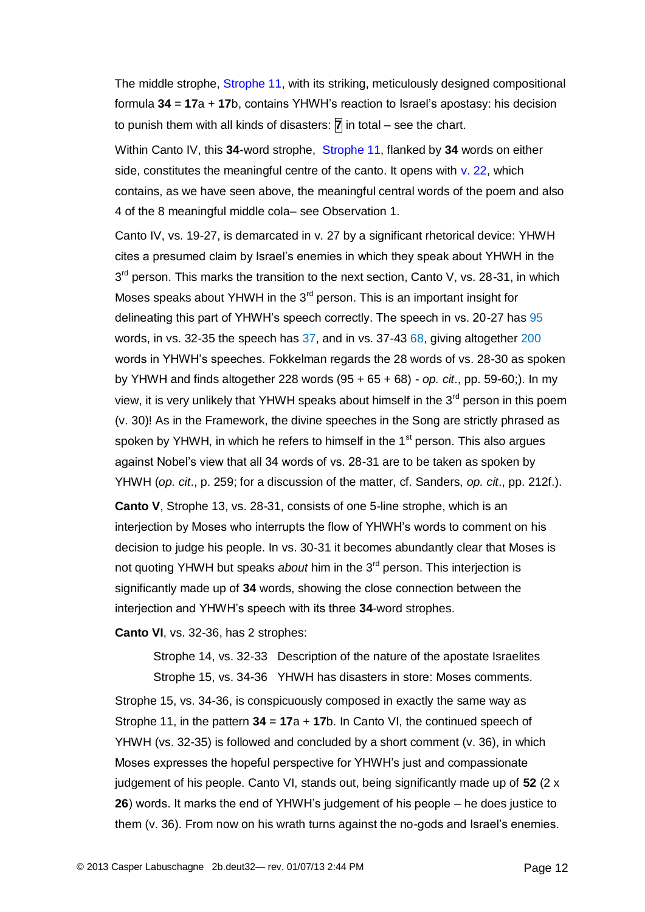The middle strophe, Strophe 11, with its striking, meticulously designed compositional formula **34** = **17**a + **17**b, contains YHWH's reaction to Israel's apostasy: his decision to punish them with all kinds of disasters: **7** in total – see the chart.

Within Canto IV, this **34**-word strophe, Strophe 11, flanked by **34** words on either side, constitutes the meaningful centre of the canto. It opens with v. 22, which contains, as we have seen above, the meaningful central words of the poem and also 4 of the 8 meaningful middle cola– see Observation 1.

Canto IV, vs. 19-27, is demarcated in v. 27 by a significant rhetorical device: YHWH cites a presumed claim by Israel's enemies in which they speak about YHWH in the 3rd person. This marks the transition to the next section, Canto V, vs. 28-31, in which Moses speaks about YHWH in the 3rd person. This is an important insight for delineating this part of YHWH's speech correctly. The speech in vs. 20-27 has 95 words, in vs. 32-35 the speech has 37, and in vs. 37-43 68, giving altogether 200 words in YHWH's speeches. Fokkelman regards the 28 words of vs. 28-30 as spoken by YHWH and finds altogether 228 words (95 + 65 + 68) - *op. cit*., pp. 59-60;). In my view, it is very unlikely that YHWH speaks about himself in the 3rd person in this poem (v. 30)! As in the Framework, the divine speeches in the Song are strictly phrased as spoken by YHWH, in which he refers to himself in the 1st person. This also argues against Nobel's view that all 34 words of vs. 28-31 are to be taken as spoken by YHWH (*op. cit*., p. 259; for a discussion of the matter, cf. Sanders, *op. cit*., pp. 212f.).

**Canto V**, Strophe 13, vs. 28-31, consists of one 5-line strophe, which is an interjection by Moses who interrupts the flow of YHWH's words to comment on his decision to judge his people. In vs. 30-31 it becomes abundantly clear that Moses is not quoting YHWH but speaks *about* him in the 3rd person. This interjection is significantly made up of **34** words, showing the close connection between the interjection and YHWH's speech with its three **34**-word strophes.

**Canto VI**, vs. 32-36, has 2 strophes:

Strophe 14, vs. 32-33 Description of the nature of the apostate Israelites

Strophe 15, vs. 34-36 YHWH has disasters in store: Moses comments.

Strophe 15, vs. 34-36, is conspicuously composed in exactly the same way as Strophe 11, in the pattern **34** = **17**a + **17**b. In Canto VI, the continued speech of YHWH (vs. 32-35) is followed and concluded by a short comment (v. 36), in which Moses expresses the hopeful perspective for YHWH's just and compassionate judgement of his people. Canto VI, stands out, being significantly made up of **52** (2 x **26**) words. It marks the end of YHWH's judgement of his people – he does justice to them (v. 36). From now on his wrath turns against the no-gods and Israel's enemies.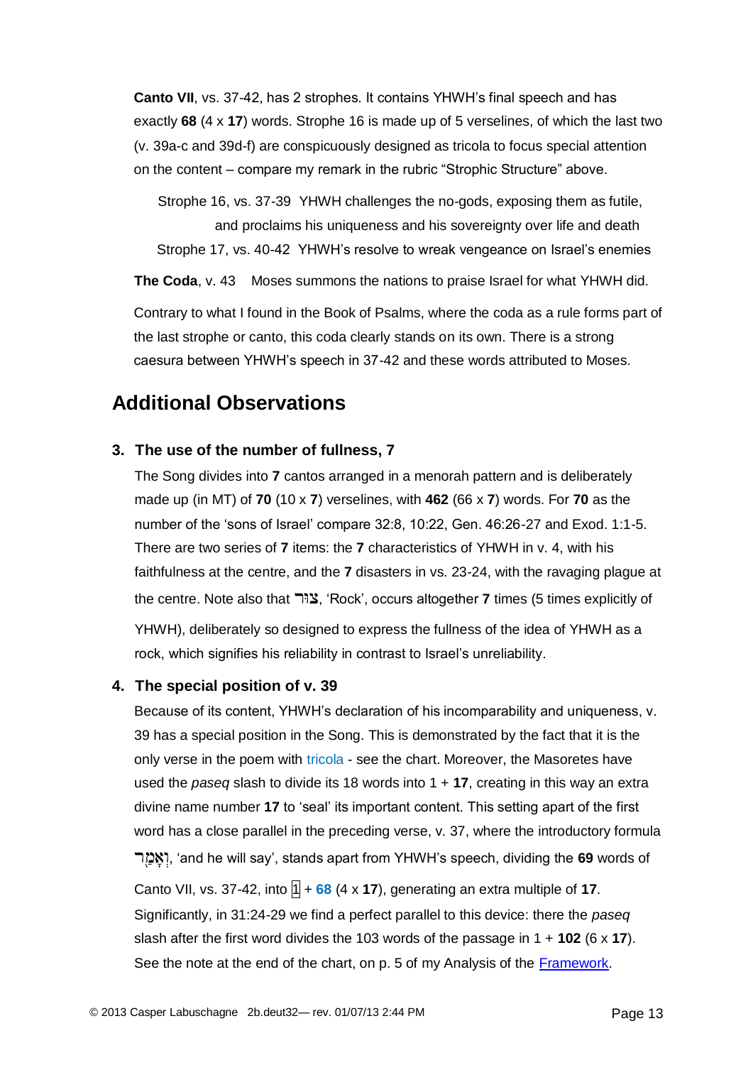**Canto VII**, vs. 37-42, has 2 strophes. It contains YHWH's final speech and has exactly **68** (4 x **17**) words. Strophe 16 is made up of 5 verselines, of which the last two (v. 39a-c and 39d-f) are conspicuously designed as tricola to focus special attention on the content – compare my remark in the rubric "Strophic Structure" above.

Strophe 16, vs. 37-39 YHWH challenges the no-gods, exposing them as futile, and proclaims his uniqueness and his sovereignty over life and death

Strophe 17, vs. 40-42 YHWH's resolve to wreak vengeance on Israel's enemies

**The Coda**, v. 43 Moses summons the nations to praise Israel for what YHWH did.

Contrary to what I found in the Book of Psalms, where the coda as a rule forms part of the last strophe or canto, this coda clearly stands on its own. There is a strong caesura between YHWH's speech in 37-42 and these words attributed to Moses.

## Additional Observations

### 3. The use of the number of fullness, 7

The Song divides into **7** cantos arranged in a menorah pattern and is deliberately made up (in MT) of **70** (10 x **7**) verselines, with **462** (66 x **7**) words. For **70** as the number of the 'sons of Israel' compare 32:8, 10:22, Gen. 46:26-27 and Exod. 1:1-5. There are two series of **7** items: the **7** characteristics of YHWH in v. 4, with his faithfulness at the centre, and the **7** disasters in vs. 23-24, with the ravaging plague at the centre. Note also that צוּר, 'Rock', occurs altogether **7** times (5 times explicitly of YHWH), deliberately so designed to express the fullness of the idea of YHWH as a rock, which signifies his reliability in contrast to Israel's unreliability.

### 4. The special position of v. 39

Because of its content, YHWH's declaration of his incomparability and uniqueness, v. 39 has a special position in the Song. This is demonstrated by the fact that it is the only verse in the poem with tricola - see the chart. Moreover, the Masoretes have used the *paseq* slash to divide its 18 words into 1 + **17**, creating in this way an extra divine name number **17** to 'seal' its important content. This setting apart of the first word has a close parallel in the preceding verse, v. 37, where the introductory formula וְאָמַר, 'and he will say', stands apart from YHWH's speech, dividing the **69** words of Canto VII, vs. 37-42, into 1 + **68** (4 x **17**), generating an extra multiple of **17**. Significantly, in 31:24-29 we find a perfect parallel to this device: there the *paseq* slash after the first word divides the 103 words of the passage in 1 + **102** (6 x **17**). See the note at the end of the chart, on p. 5 of my Analysis of the Framework.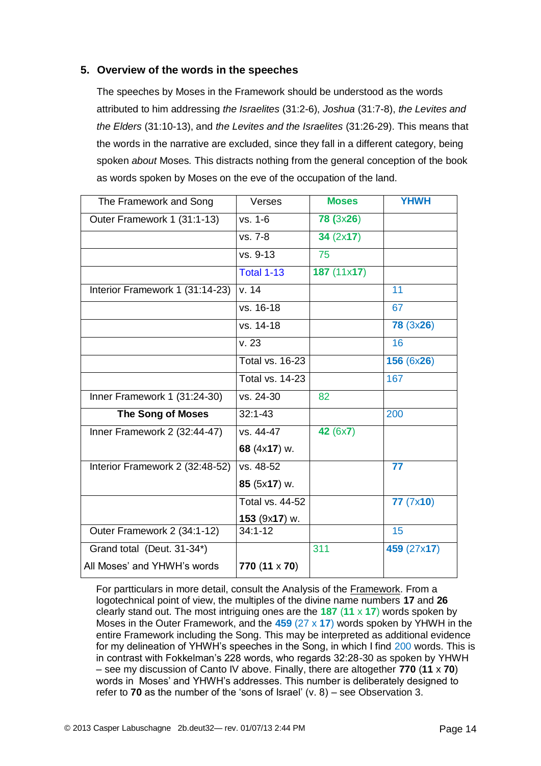## 5. Overview of the words in the speeches

The speeches by Moses in the Framework should be understood as the words attributed to him addressing *the Israelites* (31:2-6), *Joshua* (31:7-8), *the Levites and the Elders* (31:10-13), and *the Levites and the Israelites* (31:26-29). This means that the words in the narrative are excluded, since they fall in a different category, being spoken *about* Moses. This distracts nothing from the general conception of the book as words spoken by Moses on the eve of the occupation of the land.

| The Framework and Song | Verses | **Moses** | **YHWH** |
|---|---|---|---|
| Outer Framework 1 (31:1-13) | vs. 1-6 | **78** (3x**26**) | |
| | vs. 7-8 | **34** (2x**17**) | |
| | vs. 9-13 | 75 | |
| | Total 1-13 | **187** (11x**17**) | |
| Interior Framework 1 (31:14-23) | v. 14 | | 11 |
| | vs. 16-18 | | 67 |
| | vs. 14-18 | | **78** (3x**26**) |
| | v. 23 | | 16 |
| | Total vs. 16-23 | | **156** (6x**26**) |
| | Total vs. 14-23 | | 167 |
| Inner Framework 1 (31:24-30) | vs. 24-30 | 82 | |
| **The Song of Moses** | 32:1-43 | | 200 |
| Inner Framework 2 (32:44-47) | vs. 44-47 **68** (4x**17**) w. | **42** (6x**7**) | |
| Interior Framework 2 (32:48-52) | vs. 48-52 **85** (5x**17**) w. | | **77** |
| | Total vs. 44-52 **153** (9x**17**) w. | | **77** (7x**10**) |
| Outer Framework 2 (34:1-12) | 34:1-12 | | 15 |
| Grand total (Deut. 31-34*) All Moses' and YHWH's words | **770** (**11** x **70**) | 311 | **459** (27x**17**) |

For partticulars in more detail, consult the Analysis of the Framework. From a logotechnical point of view, the multiples of the divine name numbers **17** and **26** clearly stand out. The most intriguing ones are the **187** (**11** x **17**) words spoken by Moses in the Outer Framework, and the **459** (27 x **17**) words spoken by YHWH in the entire Framework including the Song. This may be interpreted as additional evidence for my delineation of YHWH's speeches in the Song, in which I find 200 words. This is in contrast with Fokkelman's 228 words, who regards 32:28-30 as spoken by YHWH – see my discussion of Canto IV above. Finally, there are altogether **770** (**11** x **70**) words in Moses' and YHWH's addresses. This number is deliberately designed to refer to **70** as the number of the 'sons of Israel' (v. 8) – see Observation 3.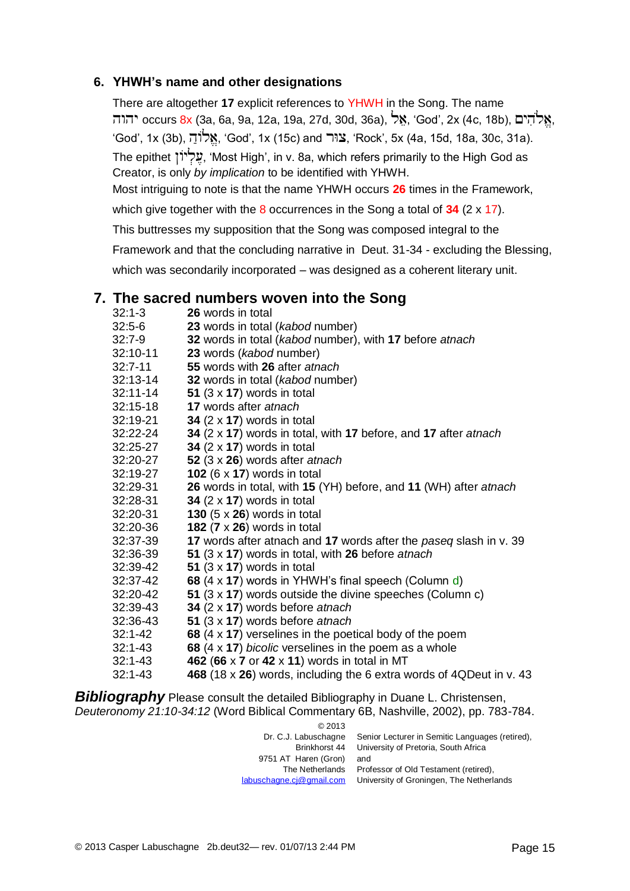### 6. YHWH's name and other designations

There are altogether **17** explicit references to YHWH in the Song. The name יהוה occurs 8x (3a, 6a, 9a, 12a, 19a, 27d, 30d, 36a), אֵל, 'God', 2x (4c, 18b), אֱלֹהִים, 'God', 1x (3b), אֱלוֹהַ, 'God', 1x (15c) and צוּר, 'Rock', 5x (4a, 15d, 18a, 30c, 31a). The epithet עֶלְיוֹן, 'Most High', in v. 8a, which refers primarily to the High God as Creator, is only *by implication* to be identified with YHWH.

Most intriguing to note is that the name YHWH occurs **26** times in the Framework, which give together with the 8 occurrences in the Song a total of **34** (2 x 17).

This buttresses my supposition that the Song was composed integral to the Framework and that the concluding narrative in Deut. 31-34 - excluding the Blessing, which was secondarily incorporated – was designed as a coherent literary unit.

## 7. The sacred numbers woven into the Song

| | |
|---|---|
| 32:1-3 | **26** words in total |
| 32:5-6 | **23** words in total (*kabod* number) |
| 32:7-9 | **32** words in total (*kabod* number), with **17** before *atnach* |
| 32:10-11 | **23** words (*kabod* number) |
| 32:7-11 | **55** words with **26** after *atnach* |
| 32:13-14 | **32** words in total (*kabod* number) |
| 32:11-14 | **51** (3 x **17**) words in total |
| 32:15-18 | **17** words after *atnach* |
| 32:19-21 | **34** (2 x **17**) words in total |
| 32:22-24 | **34** (2 x **17**) words in total, with **17** before, and **17** after *atnach* |
| 32:25-27 | **34** (2 x **17**) words in total |
| 32:20-27 | **52** (3 x **26**) words after *atnach* |
| 32:19-27 | **102** (6 x **17**) words in total |
| 32:29-31 | **26** words in total, with **15** (YH) before, and **11** (WH) after *atnach* |
| 32:28-31 | **34** (2 x **17**) words in total |
| 32:20-31 | **130** (5 x **26**) words in total |
| 32:20-36 | **182** (**7** x **26**) words in total |
| 32:37-39 | **17** words after atnach and **17** words after the *paseq* slash in v. 39 |
| 32:36-39 | **51** (3 x **17**) words in total, with **26** before *atnach* |
| 32:39-42 | **51** (3 x **17**) words in total |
| 32:37-42 | **68** (4 x **17**) words in YHWH's final speech (Column d) |
| 32:20-42 | **51** (3 x **17**) words outside the divine speeches (Column c) |
| 32:39-43 | **34** (2 x **17**) words before *atnach* |
| 32:36-43 | **51** (3 x **17**) words before *atnach* |
| 32:1-42 | **68** (4 x **17**) verselines in the poetical body of the poem |
| 32:1-43 | **68** (4 x **17**) *bicolic* verselines in the poem as a whole |
| 32:1-43 | **462** (**66** x **7** or **42** x **11**) words in total in MT |
| 32:1-43 | **468** (18 x **26**) words, including the 6 extra words of 4QDeut in v. 43 |

***Bibliography*** Please consult the detailed Bibliography in Duane L. Christensen, *Deuteronomy 21:10-34:12* (Word Biblical Commentary 6B, Nashville, 2002), pp. 783-784.

© 2013

Dr. C.J. Labuschagne
Brinkhorst 44
9751 AT Haren (Gron)
The Netherlands
labuschagne.cj@gmail.com

Senior Lecturer in Semitic Languages (retired),
University of Pretoria, South Africa
and
Professor of Old Testament (retired),
University of Groningen, The Netherlands